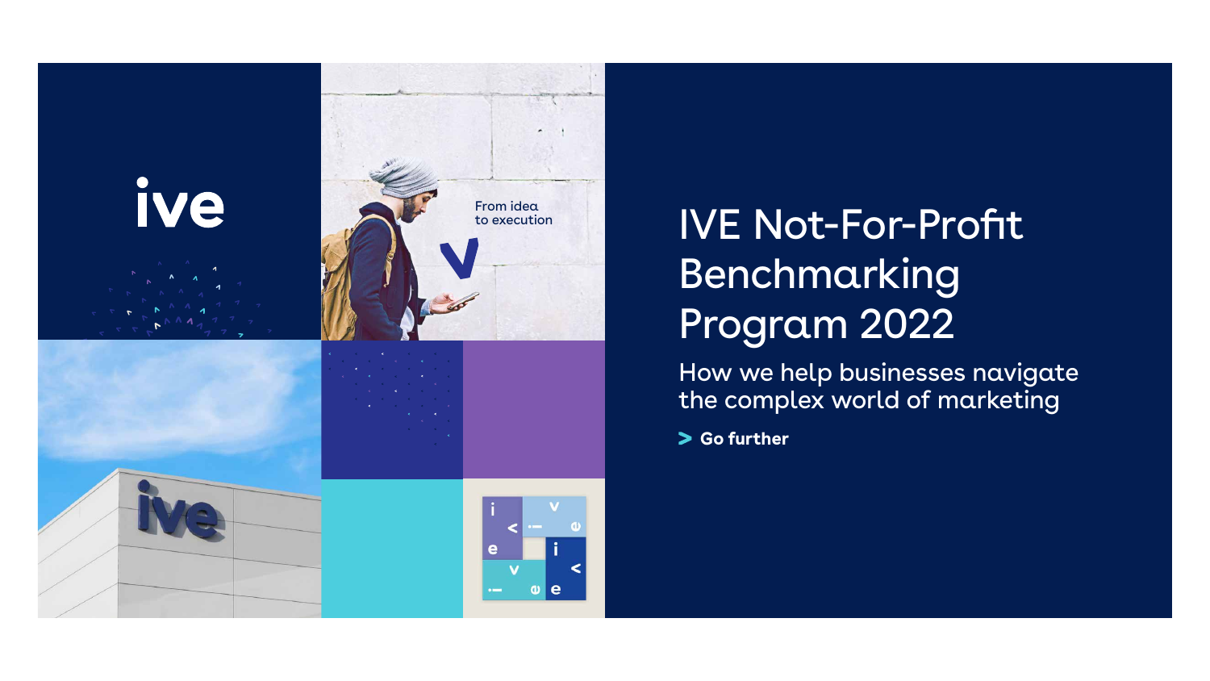# IVE Not-For-Profit Benchmarking Program 2022

How we help businesses navigate the complex world of marketing

> **Go further**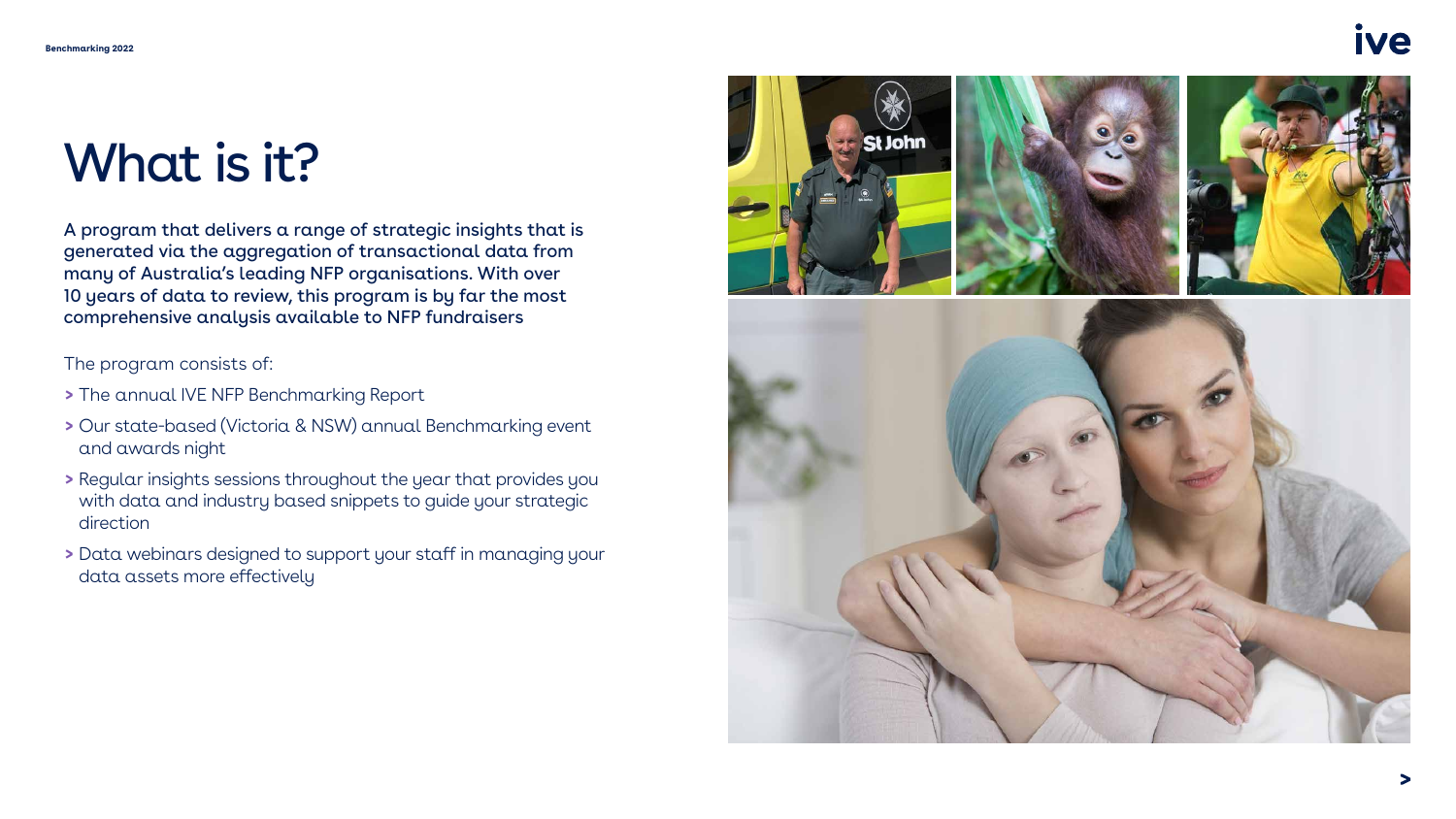# What is it?

A program that delivers a range of strategic insights that is generated via the aggregation of transactional data from many of Australia's leading NFP organisations. With over 10 years of data to review, this program is by far the most comprehensive analysis available to NFP fundraisers

The program consists of:

- The annual IVE NFP Benchmarking Report
- Our state-based (Victoria & NSW) annual Benchmarking event and awards night
- Regular insights sessions throughout the year that provides you with data and industry based snippets to guide your strategic direction
- Data webinars designed to support your staff in managing your data assets more effectively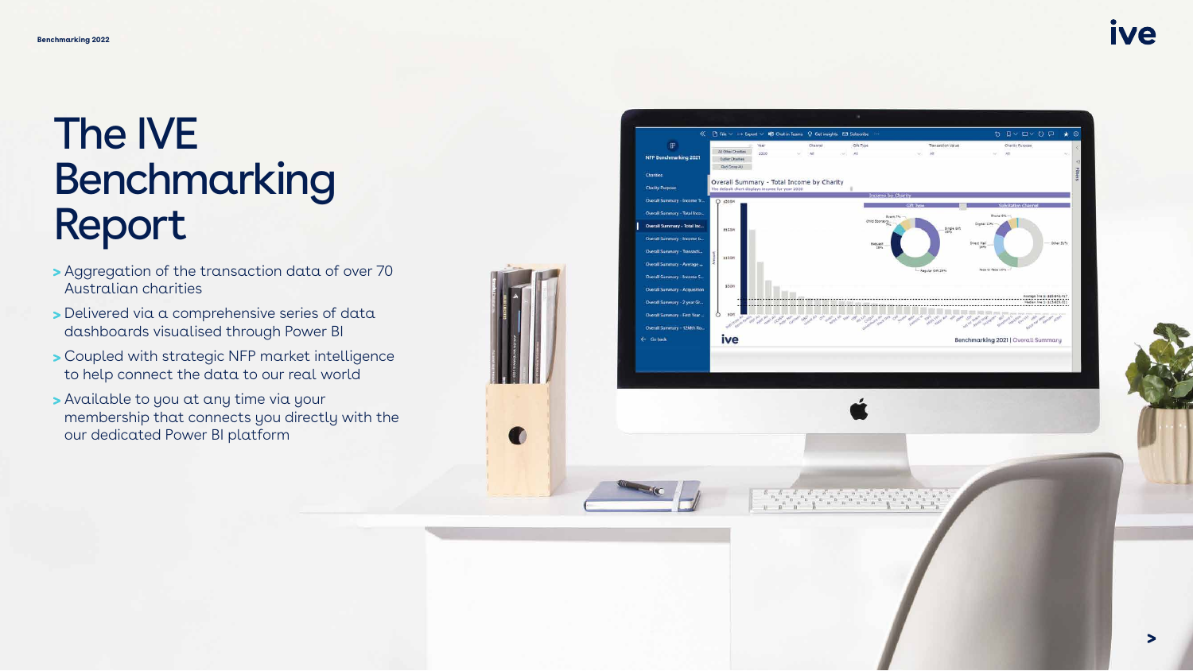# The IVE Benchmarking Report

- Aggregation of the transaction data of over 70 Australian charities
- Delivered via a comprehensive series of data dashboards visualised through Power BI
- Coupled with strategic NFP market intelligence to help connect the data to our real world
- Available to you at any time via your membership that connects you directly with the our dedicated Power BI platform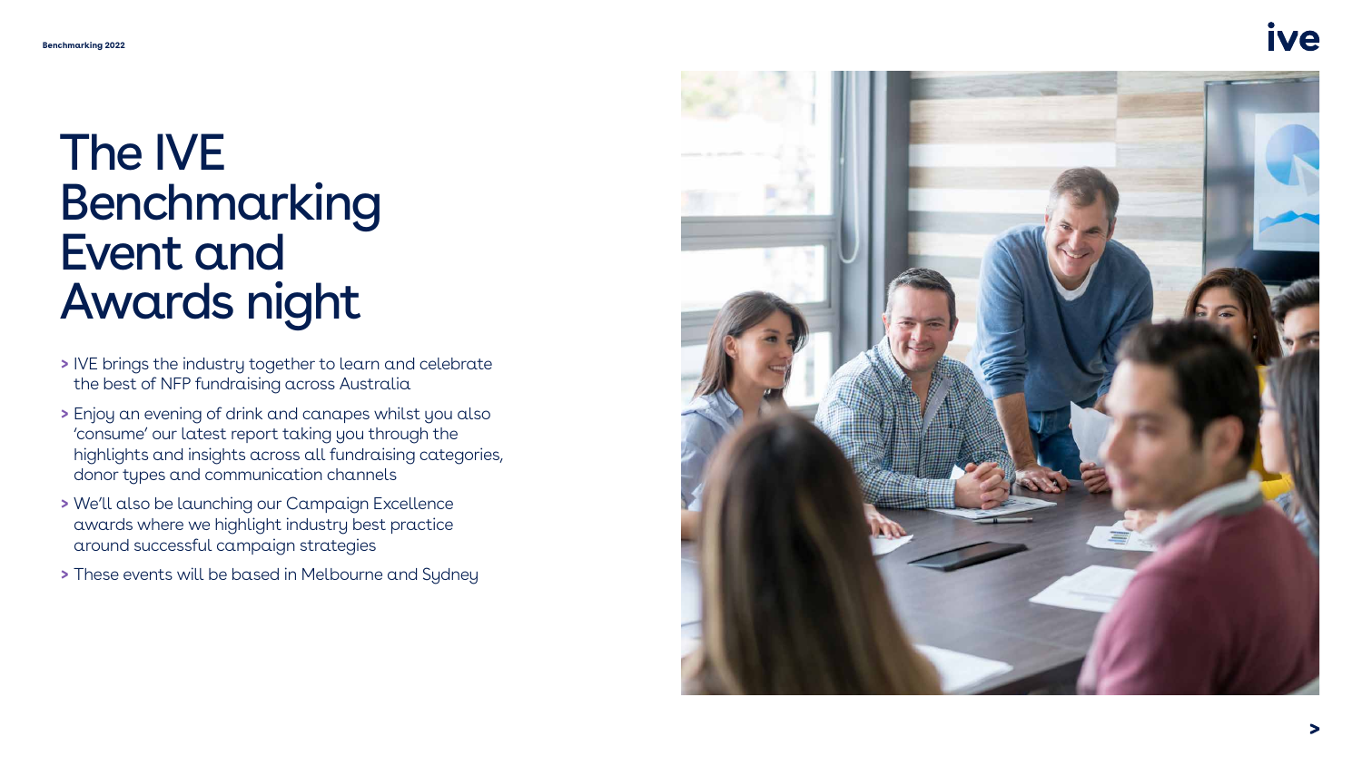# The IVE Benchmarking Event and Awards night

- IVE brings the industry together to learn and celebrate the best of NFP fundraising across Australia
- Enjoy an evening of drink and canapes whilst you also 'consume' our latest report taking you through the highlights and insights across all fundraising categories, donor types and communication channels
- We'll also be launching our Campaign Excellence awards where we highlight industry best practice around successful campaign strategies
- These events will be based in Melbourne and Sydney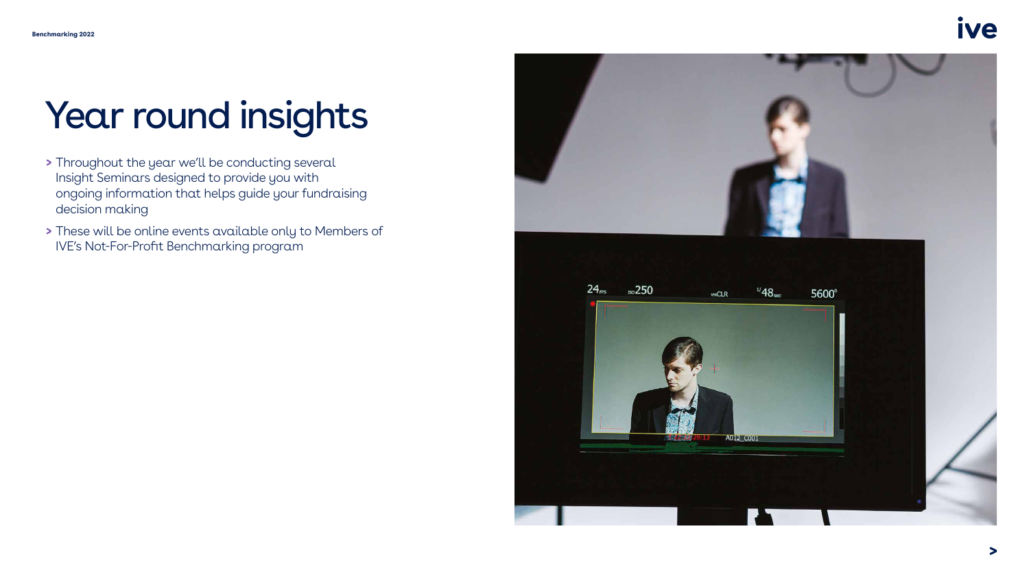# Year round insights

- Throughout the year we'll be conducting several Insight Seminars designed to provide you with ongoing information that helps guide your fundraising decision making
- These will be online events available only to Members of IVE's Not-For-Profit Benchmarking program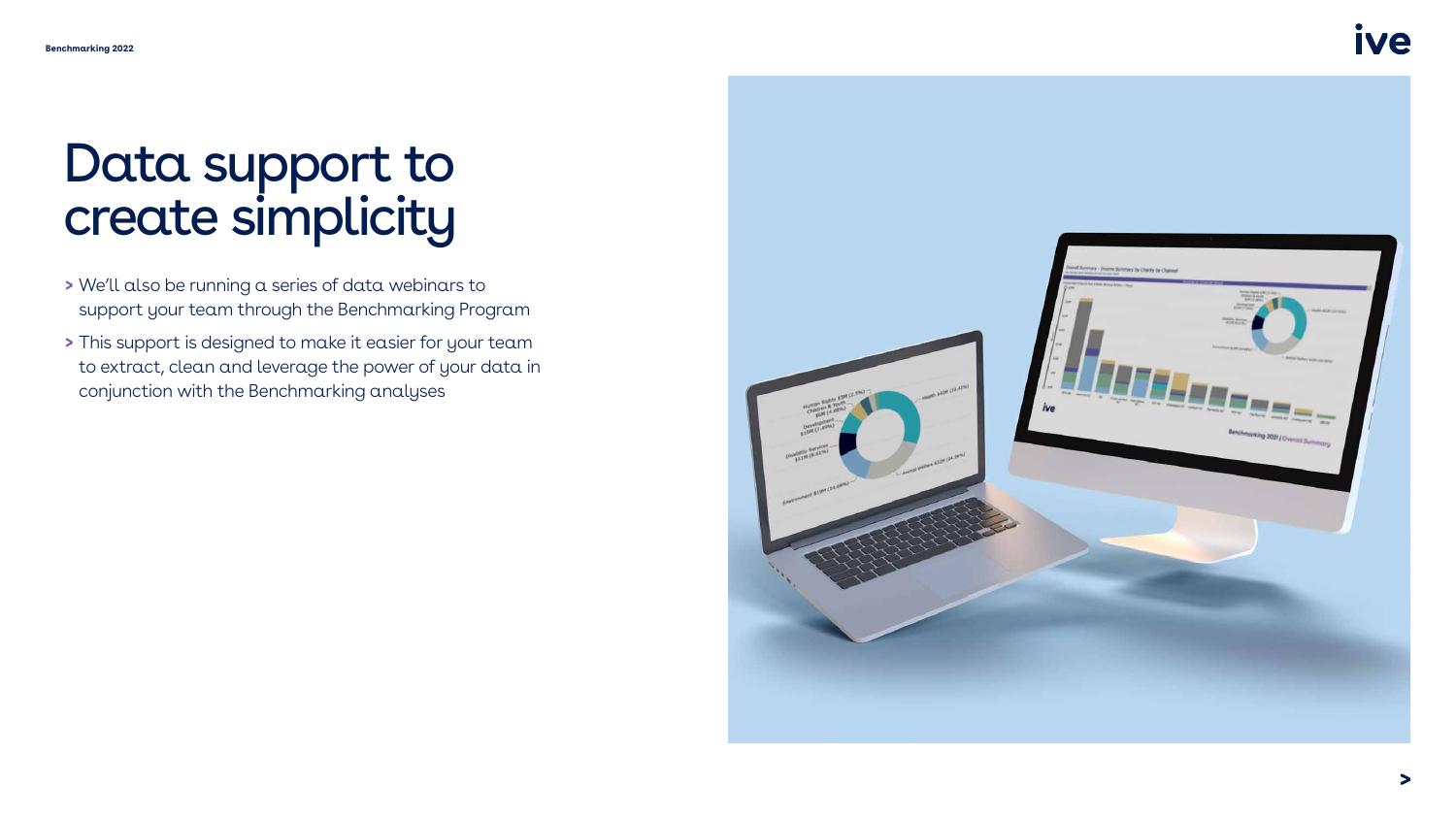# Data support to create simplicity

- We'll also be running a series of data webinars to support your team through the Benchmarking Program
- This support is designed to make it easier for your team to extract, clean and leverage the power of your data in conjunction with the Benchmarking analyses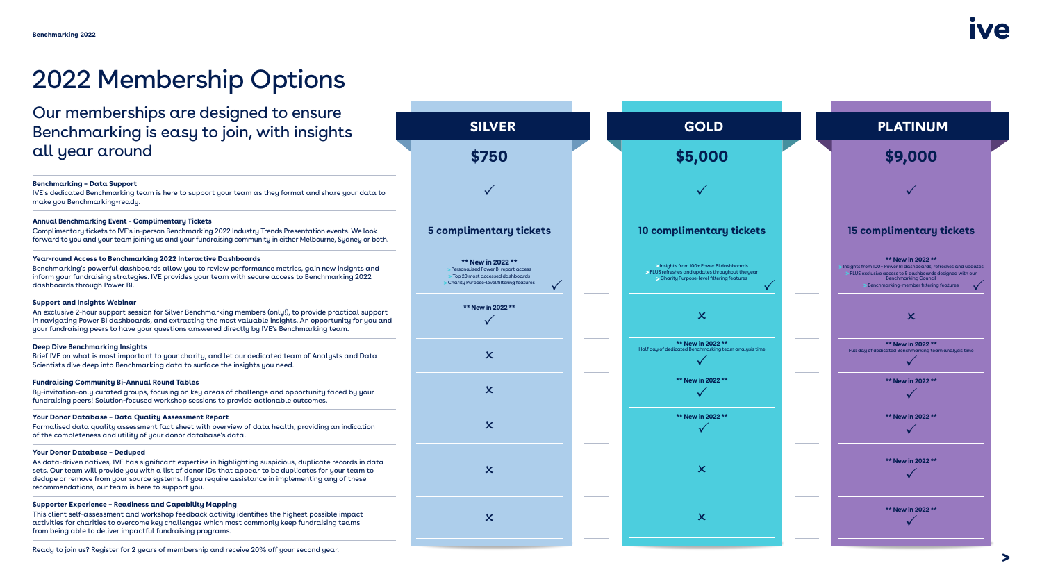# 2022 Membership Options

## Our memberships are designed to ensure Benchmarking is easy to join, with insights all year around

| | SILVER | GOLD | PLATINUM |
|---|---|---|---|
| | **$750** | **$5,000** | **$9,000** |
| **Benchmarking - Data Support**<br>IVE's dedicated Benchmarking team is here to support your team as they format and share your data to make you Benchmarking-ready. | ✓ | ✓ | ✓ |
| **Annual Benchmarking Event - Complimentary Tickets**<br>Complimentary tickets to IVE's in-person Benchmarking 2022 Industry Trends Presentation events. We look forward to you and your team joining us and your fundraising community in either Melbourne, Sydney or both. | 5 complimentary tickets | 10 complimentary tickets | 15 complimentary tickets |
| **Year-round Access to Benchmarking 2022 Interactive Dashboards**<br>Benchmarking's powerful dashboards allow you to review performance metrics, gain new insights and inform your fundraising strategies. IVE provides your team with secure access to Benchmarking 2022 dashboards through Power BI. | ** New in 2022 **<br>> Personalised Power BI report access<br>> Top 20 most accessed dashboards<br>> Charity Purpose-level filtering features<br>✓ | > Insights from 100+ Power BI dashboards<br>> PLUS refreshes and updates throughout the year<br>> Charity Purpose-level filtering features<br>✓ | ** New in 2022 **<br>> Insights from 100+ Power BI dashboards, refreshes and updates<br>> PLUS exclusive access to 5 dashboards designed with our Benchmarking Council<br>> Benchmarking-member filtering features<br>✓ |
| **Support and Insights Webinar**<br>An exclusive 2-hour support session for Silver Benchmarking members (only!), to provide practical support in navigating Power BI dashboards, and extracting the most valuable insights. An opportunity for you and your fundraising peers to have your questions answered directly by IVE's Benchmarking team. | ** New in 2022 **<br>✓ | ✗ | ✗ |
| **Deep Dive Benchmarking Insights**<br>Brief IVE on what is most important to your charity, and let our dedicated team of Analysts and Data Scientists dive deep into Benchmarking data to surface the insights you need. | ✗ | ** New in 2022 **<br>Half day of dedicated Benchmarking team analysis time<br>✓ | ** New in 2022 **<br>Full day of dedicated Benchmarking team analysis time<br>✓ |
| **Fundraising Community Bi-Annual Round Tables**<br>By-invitation-only curated groups, focusing on key areas of challenge and opportunity faced by your fundraising peers! Solution-focused workshop sessions to provide actionable outcomes. | ✗ | ** New in 2022 **<br>✓ | ** New in 2022 **<br>✓ |
| **Your Donor Database - Data Quality Assessment Report**<br>Formalised data quality assessment fact sheet with overview of data health, providing an indication of the completeness and utility of your donor database's data. | ✗ | ** New in 2022 **<br>✓ | ** New in 2022 **<br>✓ |
| **Your Donor Database - Deduped**<br>As data-driven natives, IVE has significant expertise in highlighting suspicious, duplicate records in data sets. Our team will provide you with a list of donor IDs that appear to be duplicates for your team to dedupe or remove from your source systems. If you require assistance in implementing any of these recommendations, our team is here to support you. | ✗ | ✗ | ** New in 2022 **<br>✓ |
| **Supporter Experience - Readiness and Capability Mapping**<br>This client self-assessment and workshop feedback activity identifies the highest possible impact activities for charities to overcome key challenges which most commonly keep fundraising teams from being able to deliver impactful fundraising programs. | ✗ | ✗ | ** New in 2022 **<br>✓ |

Ready to join us? Register for 2 years of membership and receive 20% off your second year.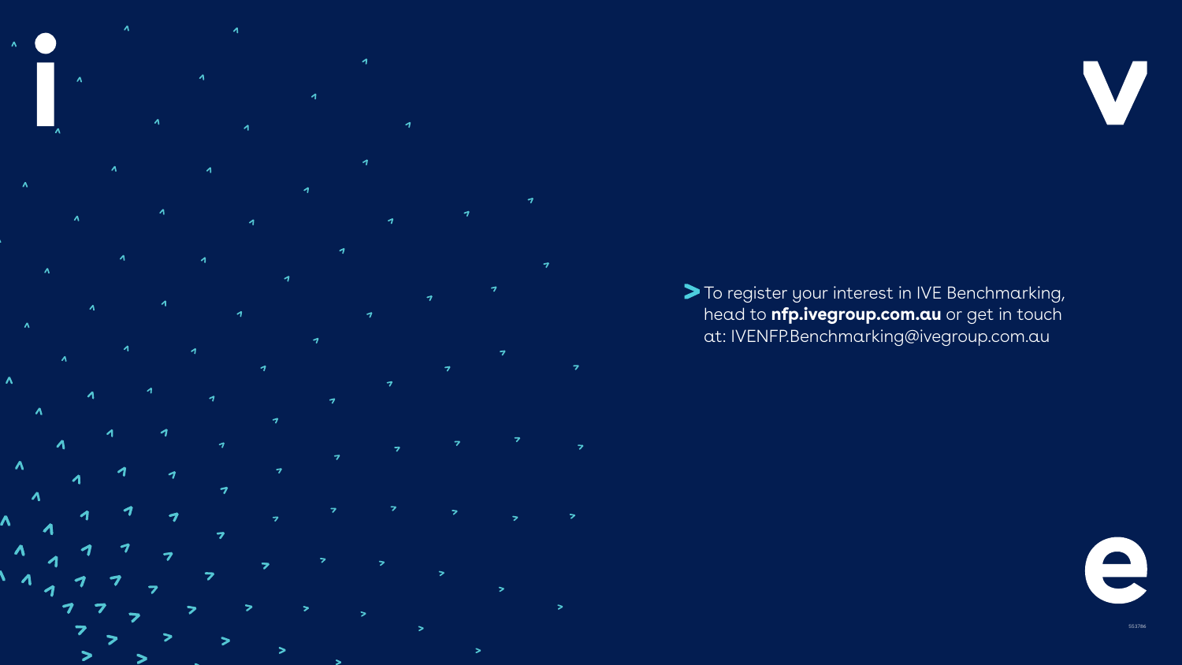> To register your interest in IVE Benchmarking, head to **nfp.ivegroup.com.au** or get in touch at: IVENFP.Benchmarking@ivegroup.com.au